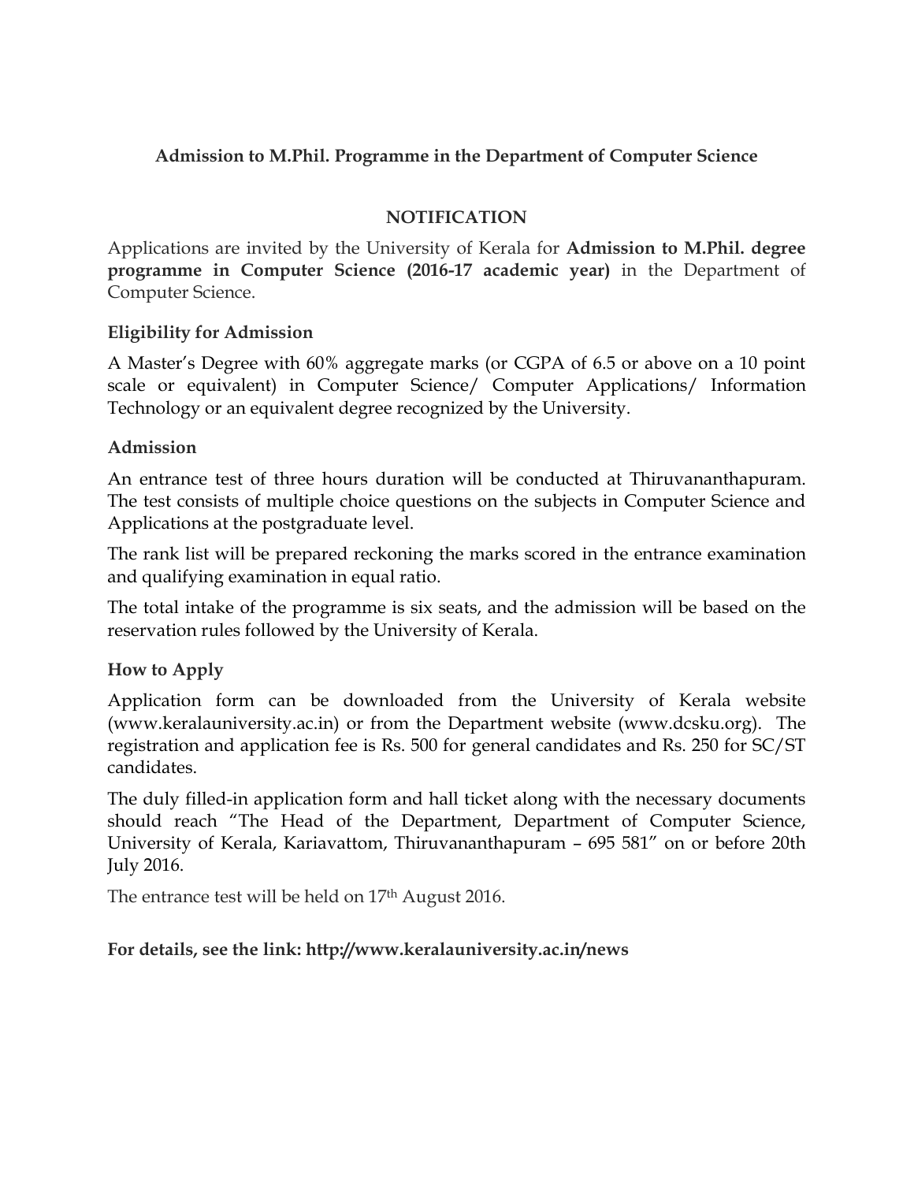**Admission to M.Phil. Programme in the Department of Computer Science**

**NOTIFICATION**

Applications are invited by the University of Kerala for **Admission to M.Phil. degree programme in Computer Science (2016-17 academic year)** in the Department of Computer Science.

**Eligibility for Admission**

A Master's Degree with 60% aggregate marks (or CGPA of 6.5 or above on a 10 point scale or equivalent) in Computer Science/ Computer Applications/ Information Technology or an equivalent degree recognized by the University.

**Admission**

An entrance test of three hours duration will be conducted at Thiruvananthapuram. The test consists of multiple choice questions on the subjects in Computer Science and Applications at the postgraduate level.

The rank list will be prepared reckoning the marks scored in the entrance examination and qualifying examination in equal ratio.

The total intake of the programme is six seats, and the admission will be based on the reservation rules followed by the University of Kerala.

**How to Apply**

Application form can be downloaded from the University of Kerala website (www.keralauniversity.ac.in) or from the Department website (www.dcsku.org). The registration and application fee is Rs. 500 for general candidates and Rs. 250 for SC/ST candidates.

The duly filled-in application form and hall ticket along with the necessary documents should reach "The Head of the Department, Department of Computer Science, University of Kerala, Kariavattom, Thiruvananthapuram – 695 581" on or before 20th July 2016.

The entrance test will be held on 17th August 2016.

**For details, see the link: http://www.keralauniversity.ac.in/news**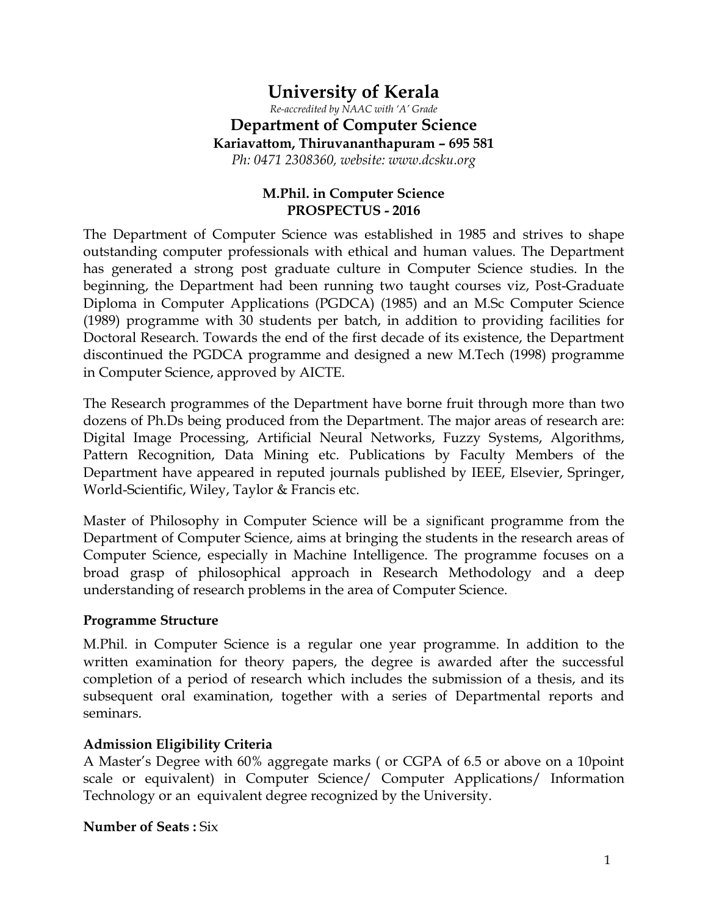# University of Kerala

*Re-accredited by NAAC with 'A' Grade*

## Department of Computer Science

**Kariavattom, Thiruvananthapuram – 695 581**

*Ph: 0471 2308360, website: www.dcsku.org*

### M.Phil. in Computer Science
### PROSPECTUS - 2016

The Department of Computer Science was established in 1985 and strives to shape outstanding computer professionals with ethical and human values. The Department has generated a strong post graduate culture in Computer Science studies. In the beginning, the Department had been running two taught courses viz, Post-Graduate Diploma in Computer Applications (PGDCA) (1985) and an M.Sc Computer Science (1989) programme with 30 students per batch, in addition to providing facilities for Doctoral Research. Towards the end of the first decade of its existence, the Department discontinued the PGDCA programme and designed a new M.Tech (1998) programme in Computer Science, approved by AICTE.

The Research programmes of the Department have borne fruit through more than two dozens of Ph.Ds being produced from the Department. The major areas of research are: Digital Image Processing, Artificial Neural Networks, Fuzzy Systems, Algorithms, Pattern Recognition, Data Mining etc. Publications by Faculty Members of the Department have appeared in reputed journals published by IEEE, Elsevier, Springer, World-Scientific, Wiley, Taylor & Francis etc.

Master of Philosophy in Computer Science will be a significant programme from the Department of Computer Science, aims at bringing the students in the research areas of Computer Science, especially in Machine Intelligence. The programme focuses on a broad grasp of philosophical approach in Research Methodology and a deep understanding of research problems in the area of Computer Science.

**Programme Structure**

M.Phil. in Computer Science is a regular one year programme. In addition to the written examination for theory papers, the degree is awarded after the successful completion of a period of research which includes the submission of a thesis, and its subsequent oral examination, together with a series of Departmental reports and seminars.

**Admission Eligibility Criteria**

A Master's Degree with 60% aggregate marks ( or CGPA of 6.5 or above on a 10point scale or equivalent) in Computer Science/ Computer Applications/ Information Technology or an equivalent degree recognized by the University.

**Number of Seats :** Six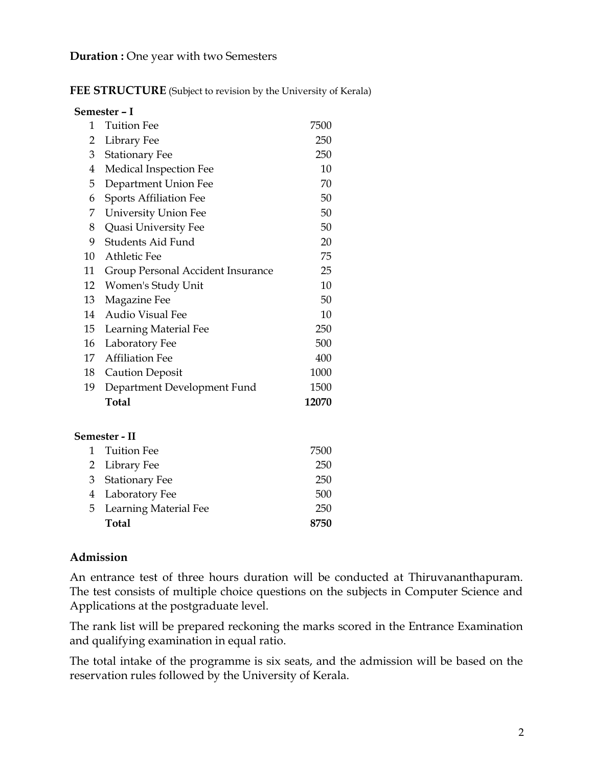**Duration :** One year with two Semesters

**FEE STRUCTURE** (Subject to revision by the University of Kerala)

**Semester – I**

| No. | Item | Amount |
|---|---|---|
| 1 | Tuition Fee | 7500 |
| 2 | Library Fee | 250 |
| 3 | Stationary Fee | 250 |
| 4 | Medical Inspection Fee | 10 |
| 5 | Department Union Fee | 70 |
| 6 | Sports Affiliation Fee | 50 |
| 7 | University Union Fee | 50 |
| 8 | Quasi University Fee | 50 |
| 9 | Students Aid Fund | 20 |
| 10 | Athletic Fee | 75 |
| 11 | Group Personal Accident Insurance | 25 |
| 12 | Women's Study Unit | 10 |
| 13 | Magazine Fee | 50 |
| 14 | Audio Visual Fee | 10 |
| 15 | Learning Material Fee | 250 |
| 16 | Laboratory Fee | 500 |
| 17 | Affiliation Fee | 400 |
| 18 | Caution Deposit | 1000 |
| 19 | Department Development Fund | 1500 |
| | **Total** | **12070** |

**Semester - II**

| No. | Item | Amount |
|---|---|---|
| 1 | Tuition Fee | 7500 |
| 2 | Library Fee | 250 |
| 3 | Stationary Fee | 250 |
| 4 | Laboratory Fee | 500 |
| 5 | Learning Material Fee | 250 |
| | **Total** | **8750** |

## Admission

An entrance test of three hours duration will be conducted at Thiruvananthapuram. The test consists of multiple choice questions on the subjects in Computer Science and Applications at the postgraduate level.

The rank list will be prepared reckoning the marks scored in the Entrance Examination and qualifying examination in equal ratio.

The total intake of the programme is six seats, and the admission will be based on the reservation rules followed by the University of Kerala.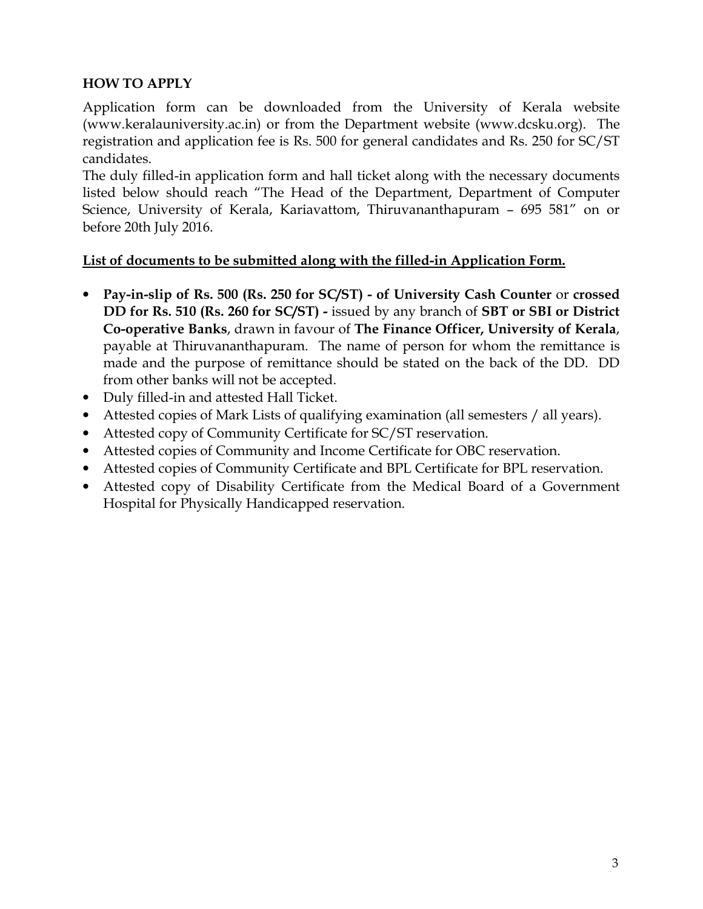## HOW TO APPLY

Application form can be downloaded from the University of Kerala website (www.keralauniversity.ac.in) or from the Department website (www.dcsku.org). The registration and application fee is Rs. 500 for general candidates and Rs. 250 for SC/ST candidates.

The duly filled-in application form and hall ticket along with the necessary documents listed below should reach "The Head of the Department, Department of Computer Science, University of Kerala, Kariavattom, Thiruvananthapuram – 695 581" on or before 20th July 2016.

<u>**List of documents to be submitted along with the filled-in Application Form.**</u>

- **Pay-in-slip of Rs. 500 (Rs. 250 for SC/ST) - of University Cash Counter** or **crossed DD for Rs. 510 (Rs. 260 for SC/ST) -** issued by any branch of **SBT or SBI or District Co-operative Banks**, drawn in favour of **The Finance Officer, University of Kerala**, payable at Thiruvananthapuram. The name of person for whom the remittance is made and the purpose of remittance should be stated on the back of the DD. DD from other banks will not be accepted.
- Duly filled-in and attested Hall Ticket.
- Attested copies of Mark Lists of qualifying examination (all semesters / all years).
- Attested copy of Community Certificate for SC/ST reservation.
- Attested copies of Community and Income Certificate for OBC reservation.
- Attested copies of Community Certificate and BPL Certificate for BPL reservation.
- Attested copy of Disability Certificate from the Medical Board of a Government Hospital for Physically Handicapped reservation.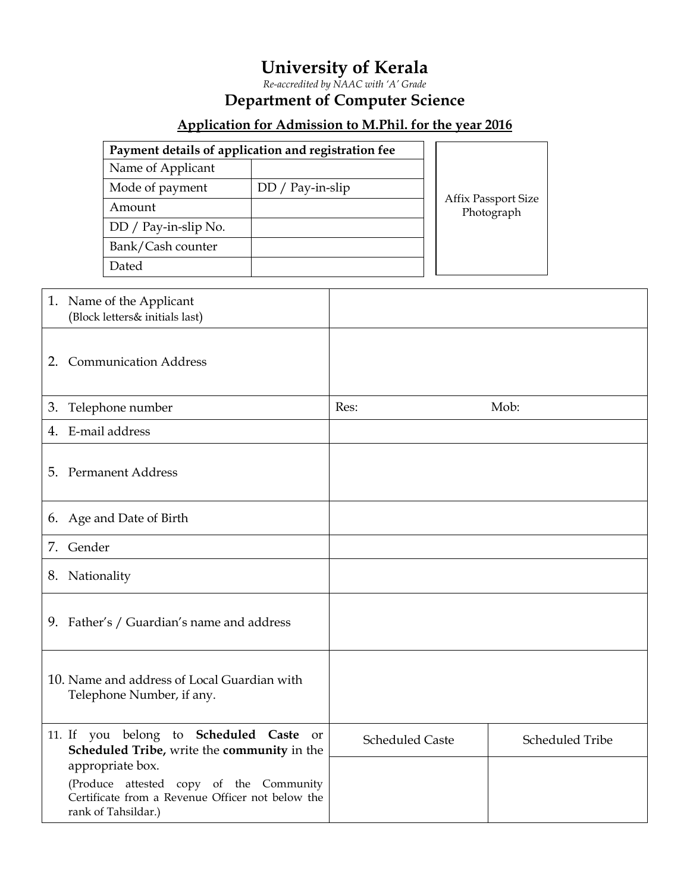# University of Kerala

*Re-accredited by NAAC with 'A' Grade*

## Department of Computer Science

### Application for Admission to M.Phil. for the year 2016

| Payment details of application and registration fee | |
|---|---|
| Name of Applicant | |
| Mode of payment | DD / Pay-in-slip |
| Amount | |
| DD / Pay-in-slip No. | |
| Bank/Cash counter | |
| Dated | |

Affix Passport Size Photograph

| | | |
|---|---|---|
| 1. Name of the Applicant (Block letters& initials last) | | |
| 2. Communication Address | | |
| 3. Telephone number | Res: | Mob: |
| 4. E-mail address | | |
| 5. Permanent Address | | |
| 6. Age and Date of Birth | | |
| 7. Gender | | |
| 8. Nationality | | |
| 9. Father's / Guardian's name and address | | |
| 10. Name and address of Local Guardian with Telephone Number, if any. | | |
| 11. If you belong to **Scheduled Caste** or **Scheduled Tribe,** write the **community** in the appropriate box. (Produce attested copy of the Community Certificate from a Revenue Officer not below the rank of Tahsildar.) | Scheduled Caste | Scheduled Tribe |
| | | |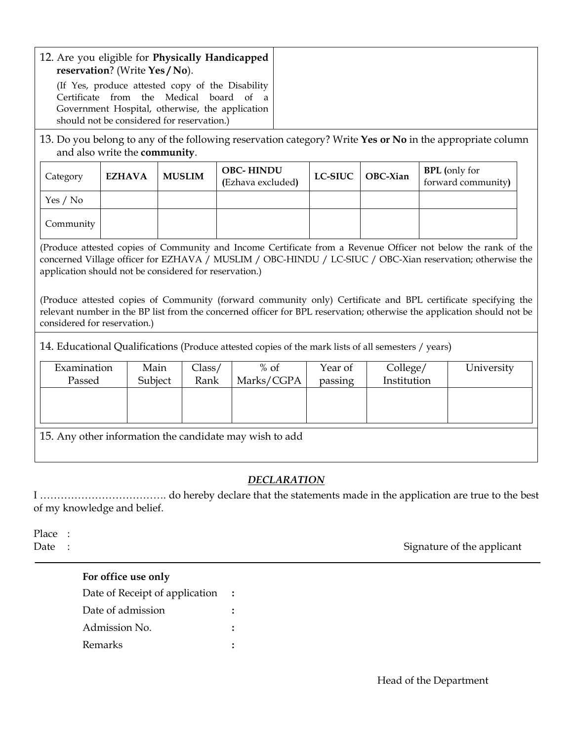12. Are you eligible for **Physically Handicapped reservation**? (Write **Yes / No**).

(If Yes, produce attested copy of the Disability Certificate from the Medical board of a Government Hospital, otherwise, the application should not be considered for reservation.)

13. Do you belong to any of the following reservation category? Write **Yes or No** in the appropriate column and also write the **community**.

| Category | **EZHAVA** | **MUSLIM** | **OBC- HINDU** (Ezhava excluded) | **LC-SIUC** | **OBC-Xian** | **BPL** (only for forward community) |
|---|---|---|---|---|---|---|
| Yes / No | | | | | | |
| Community | | | | | | |

(Produce attested copies of Community and Income Certificate from a Revenue Officer not below the rank of the concerned Village officer for EZHAVA / MUSLIM / OBC-HINDU / LC-SIUC / OBC-Xian reservation; otherwise the application should not be considered for reservation.)

(Produce attested copies of Community (forward community only) Certificate and BPL certificate specifying the relevant number in the BP list from the concerned officer for BPL reservation; otherwise the application should not be considered for reservation.)

14. Educational Qualifications (Produce attested copies of the mark lists of all semesters / years)

| Examination Passed | Main Subject | Class/ Rank | % of Marks/CGPA | Year of passing | College/ Institution | University |
|---|---|---|---|---|---|---|
| | | | | | | |

15. Any other information the candidate may wish to add

## *DECLARATION*

I ……………………………… do hereby declare that the statements made in the application are true to the best of my knowledge and belief.

Place :

Date :

Signature of the applicant

---

**For office use only**

Date of Receipt of application :

Date of admission :

Admission No. :

Remarks :

Head of the Department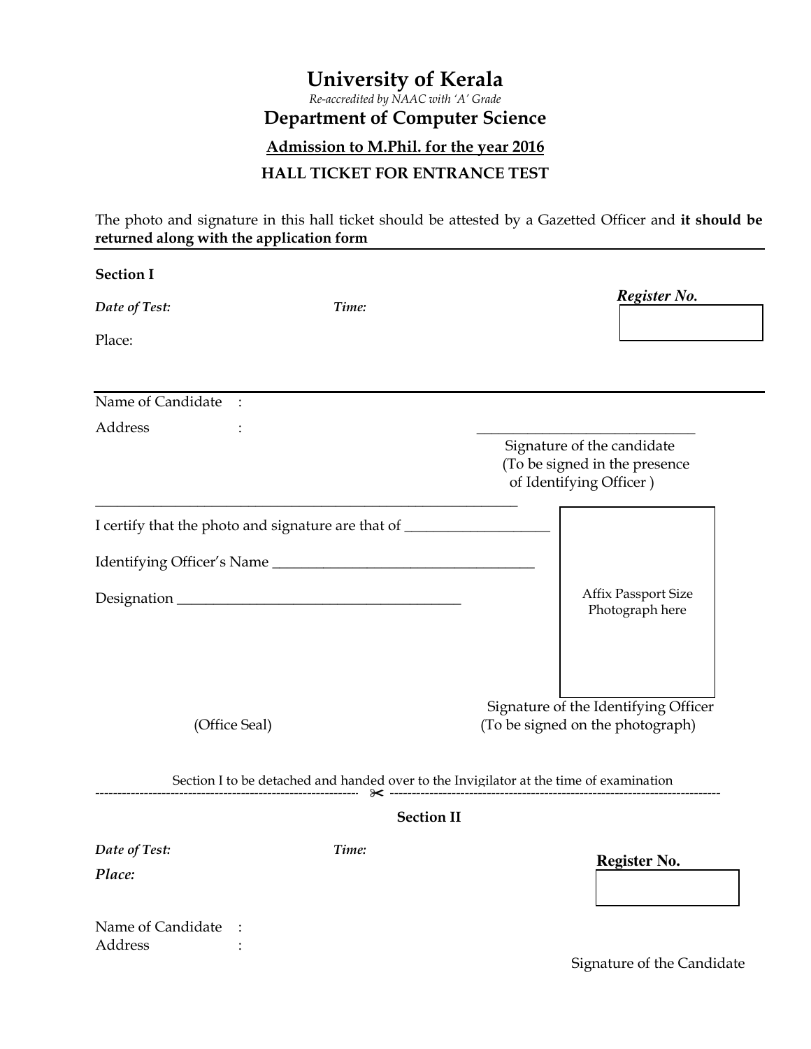# University of Kerala

*Re-accredited by NAAC with 'A' Grade*

## Department of Computer Science

**Admission to M.Phil. for the year 2016**

**HALL TICKET FOR ENTRANCE TEST**

The photo and signature in this hall ticket should be attested by a Gazetted Officer and **it should be returned along with the application form**

---

**Section I**

***Register No.***

*Date of Test:* *Time:*

Place:

---

Name of Candidate :

Address :

______________________________
Signature of the candidate
(To be signed in the presence of Identifying Officer )

___________________________________________________________

I certify that the photo and signature are that of ____________________

Identifying Officer's Name ____________________________________

Designation ________________________________________

Affix Passport Size Photograph here

Signature of the Identifying Officer
(To be signed on the photograph)

(Office Seal)

Section I to be detached and handed over to the Invigilator at the time of examination

------------------------------------------------------------ ✂ ------------------------------------------------------------

**Section II**

*Date of Test:* *Time:*

***Place:***

**Register No.**

Name of Candidate :

Address :

Signature of the Candidate